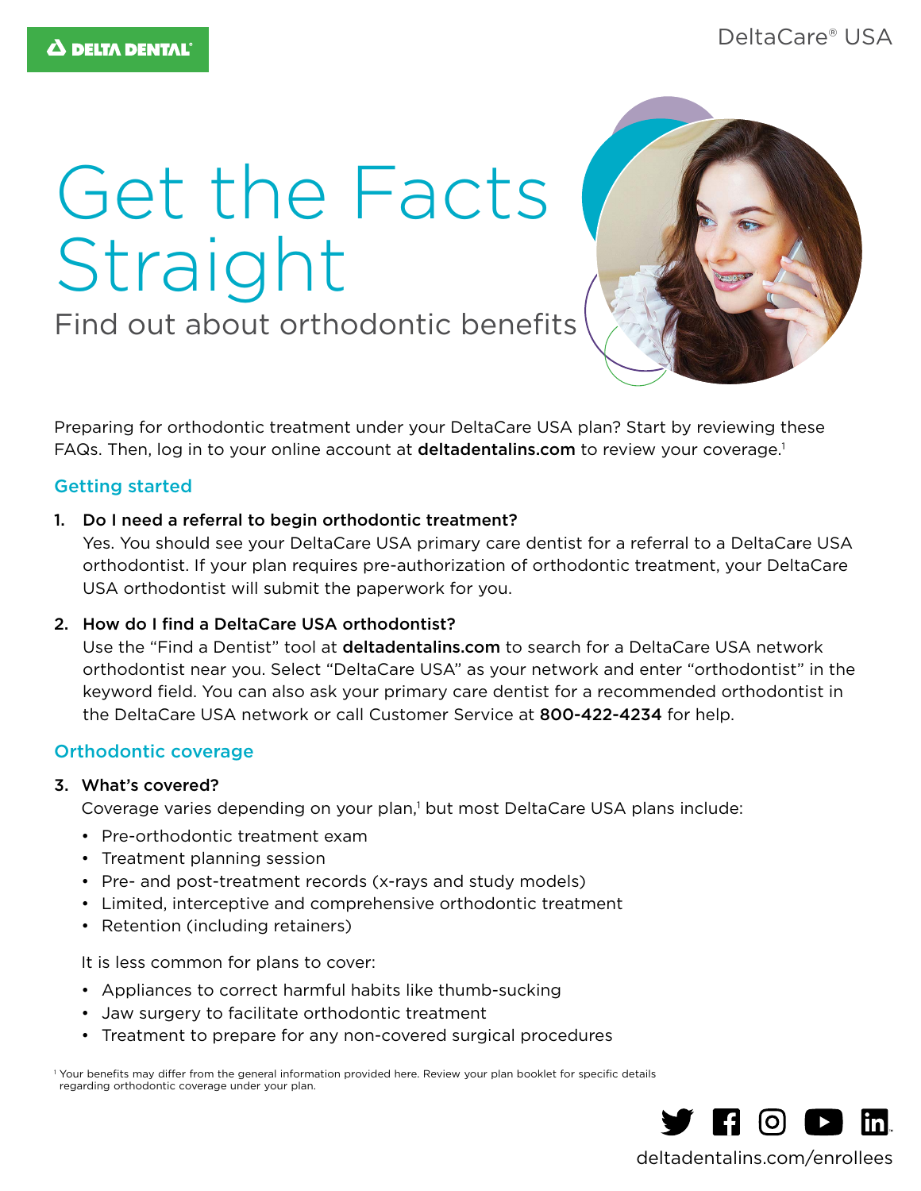DELTA DENTAL

DeltaCare® USA

# Get the Facts Straight

## Find out about orthodontic benefits

Preparing for orthodontic treatment under your DeltaCare USA plan? Start by reviewing these FAQs. Then, log in to your online account at **deltadentalins.com** to review your coverage.[1]

### Getting started

1. **Do I need a referral to begin orthodontic treatment?**
   Yes. You should see your DeltaCare USA primary care dentist for a referral to a DeltaCare USA orthodontist. If your plan requires pre-authorization of orthodontic treatment, your DeltaCare USA orthodontist will submit the paperwork for you.

2. **How do I find a DeltaCare USA orthodontist?**
   Use the "Find a Dentist" tool at **deltadentalins.com** to search for a DeltaCare USA network orthodontist near you. Select "DeltaCare USA" as your network and enter "orthodontist" in the keyword field. You can also ask your primary care dentist for a recommended orthodontist in the DeltaCare USA network or call Customer Service at **800-422-4234** for help.

### Orthodontic coverage

3. **What's covered?**
   Coverage varies depending on your plan,[1] but most DeltaCare USA plans include:
   - Pre-orthodontic treatment exam
   - Treatment planning session
   - Pre- and post-treatment records (x-rays and study models)
   - Limited, interceptive and comprehensive orthodontic treatment
   - Retention (including retainers)

   It is less common for plans to cover:
   - Appliances to correct harmful habits like thumb-sucking
   - Jaw surgery to facilitate orthodontic treatment
   - Treatment to prepare for any non-covered surgical procedures

[1] Your benefits may differ from the general information provided here. Review your plan booklet for specific details regarding orthodontic coverage under your plan.

deltadentalins.com/enrollees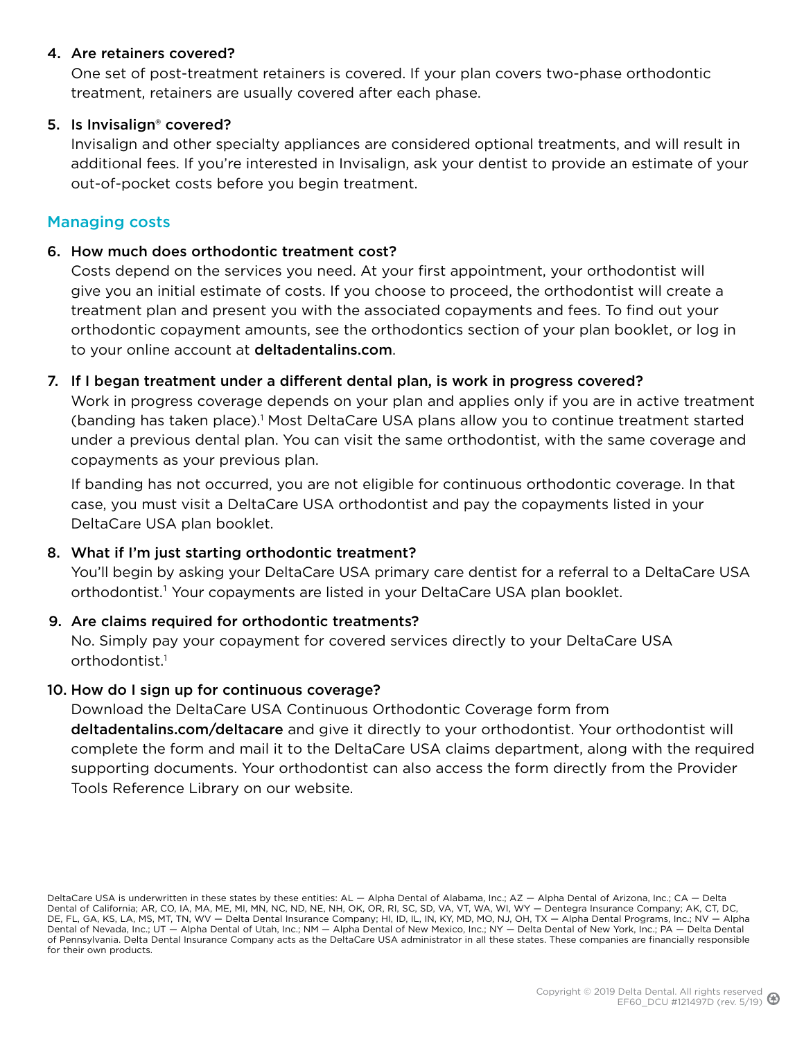4. **Are retainers covered?**
   One set of post-treatment retainers is covered. If your plan covers two-phase orthodontic treatment, retainers are usually covered after each phase.

5. **Is Invisalign® covered?**
   Invisalign and other specialty appliances are considered optional treatments, and will result in additional fees. If you're interested in Invisalign, ask your dentist to provide an estimate of your out-of-pocket costs before you begin treatment.

## Managing costs

6. **How much does orthodontic treatment cost?**
   Costs depend on the services you need. At your first appointment, your orthodontist will give you an initial estimate of costs. If you choose to proceed, the orthodontist will create a treatment plan and present you with the associated copayments and fees. To find out your orthodontic copayment amounts, see the orthodontics section of your plan booklet, or log in to your online account at **deltadentalins.com**.

7. **If I began treatment under a different dental plan, is work in progress covered?**
   Work in progress coverage depends on your plan and applies only if you are in active treatment (banding has taken place).[1] Most DeltaCare USA plans allow you to continue treatment started under a previous dental plan. You can visit the same orthodontist, with the same coverage and copayments as your previous plan.

   If banding has not occurred, you are not eligible for continuous orthodontic coverage. In that case, you must visit a DeltaCare USA orthodontist and pay the copayments listed in your DeltaCare USA plan booklet.

8. **What if I'm just starting orthodontic treatment?**
   You'll begin by asking your DeltaCare USA primary care dentist for a referral to a DeltaCare USA orthodontist.[1] Your copayments are listed in your DeltaCare USA plan booklet.

9. **Are claims required for orthodontic treatments?**
   No. Simply pay your copayment for covered services directly to your DeltaCare USA orthodontist.[1]

10. **How do I sign up for continuous coverage?**
    Download the DeltaCare USA Continuous Orthodontic Coverage form from **deltadentalins.com/deltacare** and give it directly to your orthodontist. Your orthodontist will complete the form and mail it to the DeltaCare USA claims department, along with the required supporting documents. Your orthodontist can also access the form directly from the Provider Tools Reference Library on our website.

DeltaCare USA is underwritten in these states by these entities: AL — Alpha Dental of Alabama, Inc.; AZ — Alpha Dental of Arizona, Inc.; CA — Delta Dental of California; AR, CO, IA, MA, ME, MI, MN, NC, ND, NE, NH, OK, OR, RI, SC, SD, VA, VT, WA, WI, WY — Dentegra Insurance Company; AK, CT, DC, DE, FL, GA, KS, LA, MS, MT, TN, WV — Delta Dental Insurance Company; HI, ID, IL, IN, KY, MD, MO, NJ, OH, TX — Alpha Dental Programs, Inc.; NV — Alpha Dental of Nevada, Inc.; UT — Alpha Dental of Utah, Inc.; NM — Alpha Dental of New Mexico, Inc.; NY — Delta Dental of New York, Inc.; PA — Delta Dental of Pennsylvania. Delta Dental Insurance Company acts as the DeltaCare USA administrator in all these states. These companies are financially responsible for their own products.

Copyright © 2019 Delta Dental. All rights reserved
EF60_DCU #121497D (rev. 5/19)